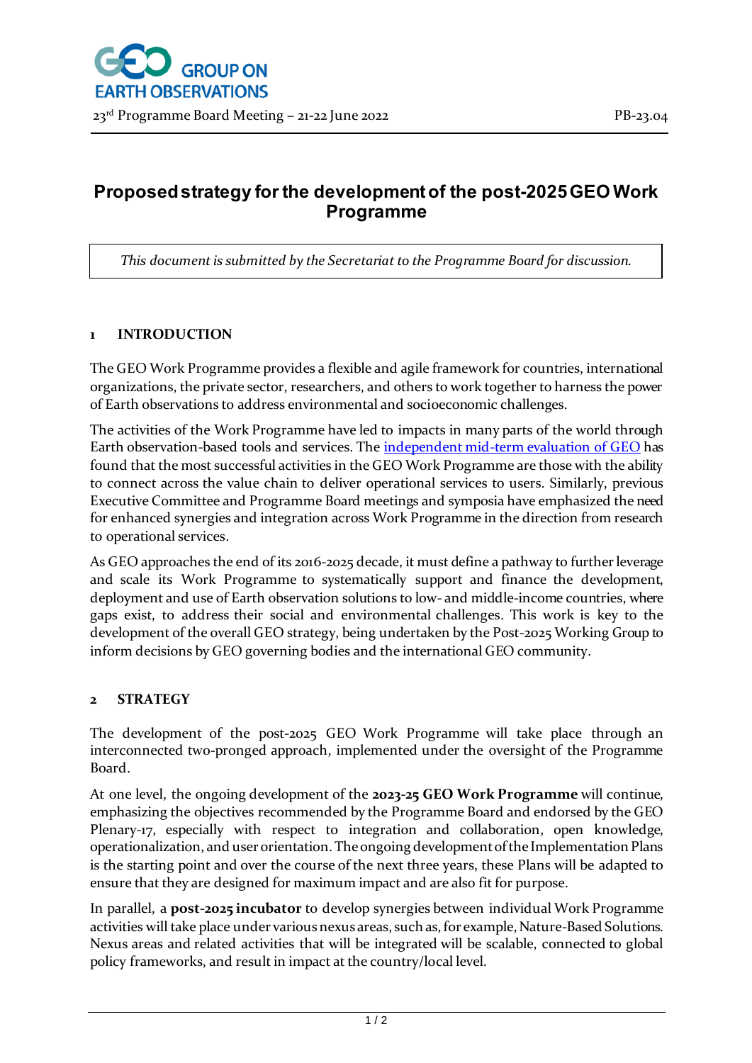23rd Programme Board Meeting – 21-22 June 2022 PB-23.04

# Proposed strategy for the development of the post-2025 GEO Work Programme

*This document is submitted by the Secretariat to the Programme Board for discussion.*

## 1 INTRODUCTION

The GEO Work Programme provides a flexible and agile framework for countries, international organizations, the private sector, researchers, and others to work together to harness the power of Earth observations to address environmental and socioeconomic challenges.

The activities of the Work Programme have led to impacts in many parts of the world through Earth observation-based tools and services. The independent mid-term evaluation of GEO has found that the most successful activities in the GEO Work Programme are those with the ability to connect across the value chain to deliver operational services to users. Similarly, previous Executive Committee and Programme Board meetings and symposia have emphasized the need for enhanced synergies and integration across Work Programme in the direction from research to operational services.

As GEO approaches the end of its 2016-2025 decade, it must define a pathway to further leverage and scale its Work Programme to systematically support and finance the development, deployment and use of Earth observation solutions to low- and middle-income countries, where gaps exist, to address their social and environmental challenges. This work is key to the development of the overall GEO strategy, being undertaken by the Post-2025 Working Group to inform decisions by GEO governing bodies and the international GEO community.

## 2 STRATEGY

The development of the post-2025 GEO Work Programme will take place through an interconnected two-pronged approach, implemented under the oversight of the Programme Board.

At one level, the ongoing development of the **2023-25 GEO Work Programme** will continue, emphasizing the objectives recommended by the Programme Board and endorsed by the GEO Plenary-17, especially with respect to integration and collaboration, open knowledge, operationalization, and user orientation. The ongoing development of the Implementation Plans is the starting point and over the course of the next three years, these Plans will be adapted to ensure that they are designed for maximum impact and are also fit for purpose.

In parallel, a **post-2025 incubator** to develop synergies between individual Work Programme activities will take place under various nexus areas, such as, for example, Nature-Based Solutions. Nexus areas and related activities that will be integrated will be scalable, connected to global policy frameworks, and result in impact at the country/local level.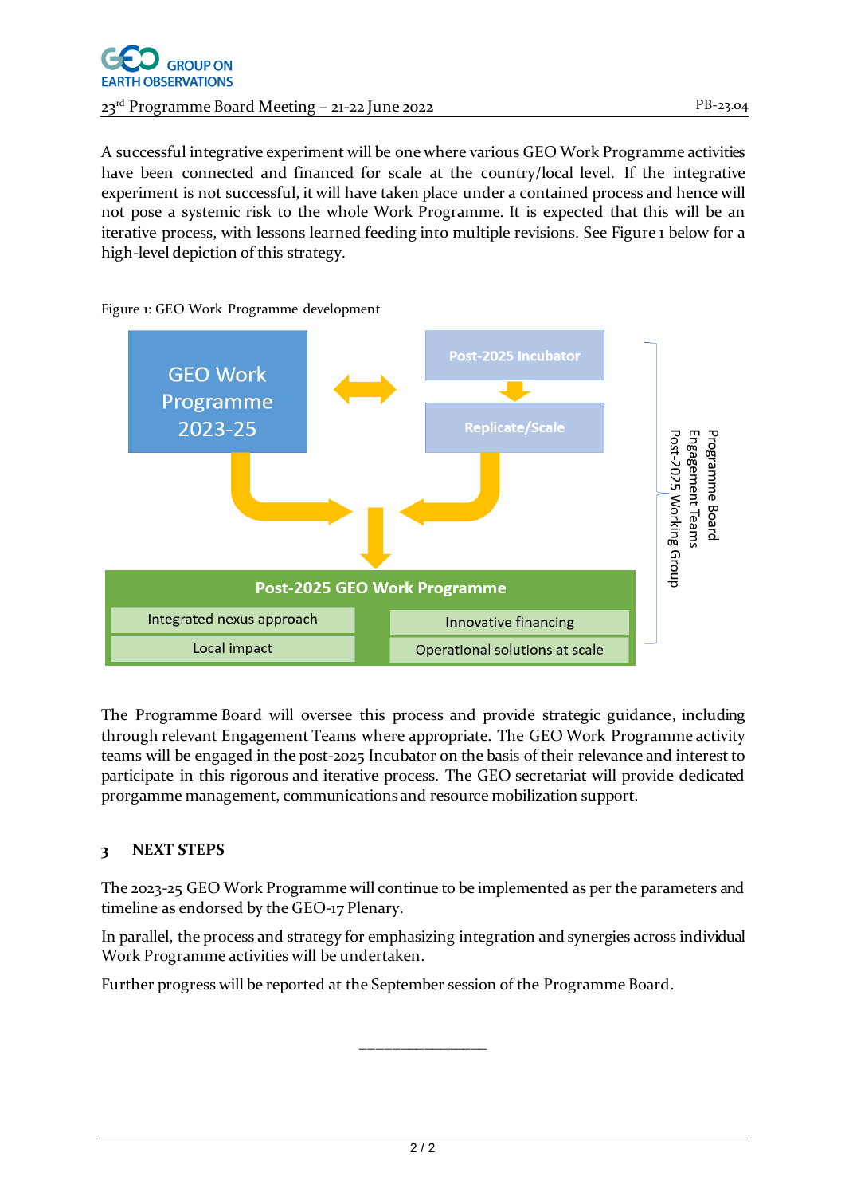A successful integrative experiment will be one where various GEO Work Programme activities have been connected and financed for scale at the country/local level. If the integrative experiment is not successful, it will have taken place under a contained process and hence will not pose a systemic risk to the whole Work Programme. It is expected that this will be an iterative process, with lessons learned feeding into multiple revisions. See Figure 1 below for a high-level depiction of this strategy.

Figure 1: GEO Work Programme development

GEO Work Programme 2023-25

Post-2025 Incubator

Replicate/Scale

Post-2025 GEO Work Programme

Integrated nexus approach

Local impact

Innovative financing

Operational solutions at scale

Programme Board

Engagement Teams

Post-2025 Working Group

The Programme Board will oversee this process and provide strategic guidance, including through relevant Engagement Teams where appropriate. The GEO Work Programme activity teams will be engaged in the post-2025 Incubator on the basis of their relevance and interest to participate in this rigorous and iterative process. The GEO secretariat will provide dedicated prorgamme management, communications and resource mobilization support.

## 3 NEXT STEPS

The 2023-25 GEO Work Programme will continue to be implemented as per the parameters and timeline as endorsed by the GEO-17 Plenary.

In parallel, the process and strategy for emphasizing integration and synergies across individual Work Programme activities will be undertaken.

Further progress will be reported at the September session of the Programme Board.

\_\_\_\_\_\_\_\_\_\_\_\_\_\_\_